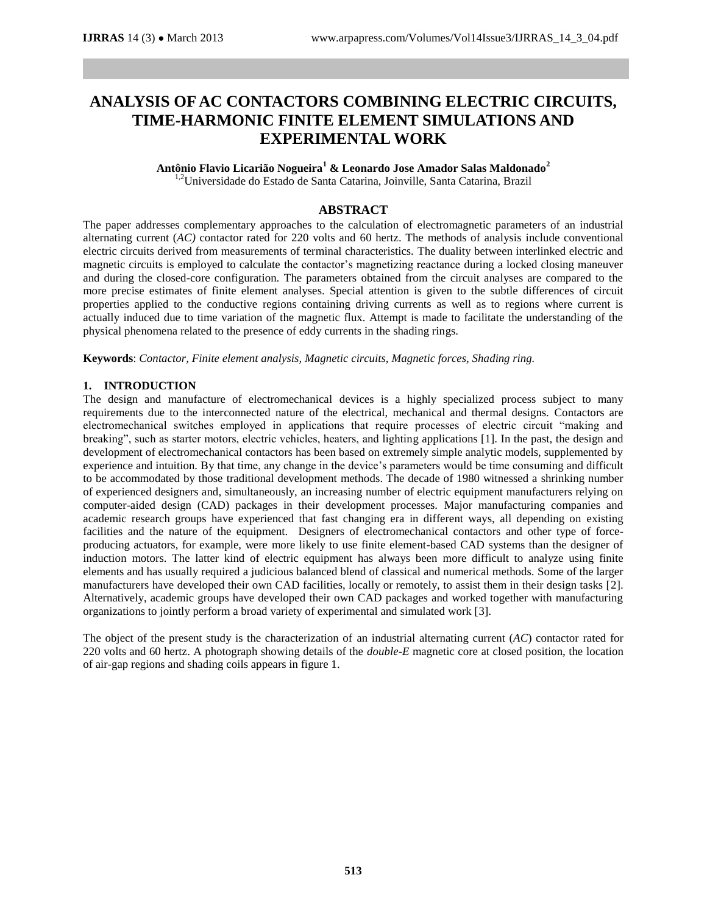# ANALYSIS OF AC CONTACTORS COMBINING ELECTRIC CIRCUITS, TIME-HARMONIC FINITE ELEMENT SIMULATIONS AND EXPERIMENTAL WORK

**Antônio Flavio Licarião Nogueira[1] & Leonardo Jose Amador Salas Maldonado[2]**

[1,2]Universidade do Estado de Santa Catarina, Joinville, Santa Catarina, Brazil

## ABSTRACT

The paper addresses complementary approaches to the calculation of electromagnetic parameters of an industrial alternating current (*AC*) contactor rated for 220 volts and 60 hertz. The methods of analysis include conventional electric circuits derived from measurements of terminal characteristics. The duality between interlinked electric and magnetic circuits is employed to calculate the contactor's magnetizing reactance during a locked closing maneuver and during the closed-core configuration. The parameters obtained from the circuit analyses are compared to the more precise estimates of finite element analyses. Special attention is given to the subtle differences of circuit properties applied to the conductive regions containing driving currents as well as to regions where current is actually induced due to time variation of the magnetic flux. Attempt is made to facilitate the understanding of the physical phenomena related to the presence of eddy currents in the shading rings.

**Keywords**: *Contactor, Finite element analysis, Magnetic circuits, Magnetic forces, Shading ring.*

## 1. INTRODUCTION

The design and manufacture of electromechanical devices is a highly specialized process subject to many requirements due to the interconnected nature of the electrical, mechanical and thermal designs. Contactors are electromechanical switches employed in applications that require processes of electric circuit "making and breaking", such as starter motors, electric vehicles, heaters, and lighting applications [1]. In the past, the design and development of electromechanical contactors has been based on extremely simple analytic models, supplemented by experience and intuition. By that time, any change in the device's parameters would be time consuming and difficult to be accommodated by those traditional development methods. The decade of 1980 witnessed a shrinking number of experienced designers and, simultaneously, an increasing number of electric equipment manufacturers relying on computer-aided design (CAD) packages in their development processes. Major manufacturing companies and academic research groups have experienced that fast changing era in different ways, all depending on existing facilities and the nature of the equipment. Designers of electromechanical contactors and other type of force-producing actuators, for example, were more likely to use finite element-based CAD systems than the designer of induction motors. The latter kind of electric equipment has always been more difficult to analyze using finite elements and has usually required a judicious balanced blend of classical and numerical methods. Some of the larger manufacturers have developed their own CAD facilities, locally or remotely, to assist them in their design tasks [2]. Alternatively, academic groups have developed their own CAD packages and worked together with manufacturing organizations to jointly perform a broad variety of experimental and simulated work [3].

The object of the present study is the characterization of an industrial alternating current (*AC*) contactor rated for 220 volts and 60 hertz. A photograph showing details of the *double-E* magnetic core at closed position, the location of air-gap regions and shading coils appears in figure 1.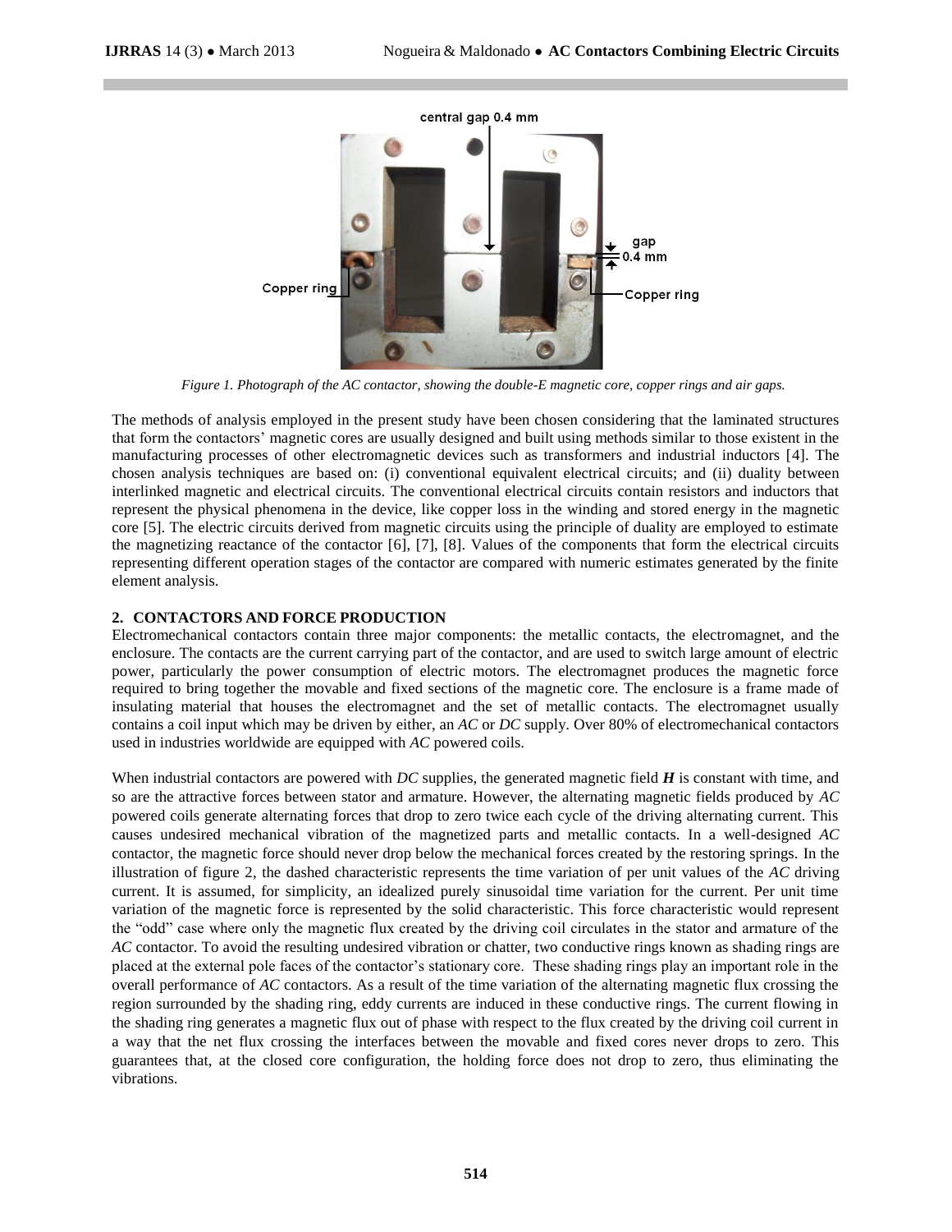Figure 1. Photograph of the AC contactor, showing the double-E magnetic core, copper rings and air gaps.

The methods of analysis employed in the present study have been chosen considering that the laminated structures that form the contactors' magnetic cores are usually designed and built using methods similar to those existent in the manufacturing processes of other electromagnetic devices such as transformers and industrial inductors [4]. The chosen analysis techniques are based on: (i) conventional equivalent electrical circuits; and (ii) duality between interlinked magnetic and electrical circuits. The conventional electrical circuits contain resistors and inductors that represent the physical phenomena in the device, like copper loss in the winding and stored energy in the magnetic core [5]. The electric circuits derived from magnetic circuits using the principle of duality are employed to estimate the magnetizing reactance of the contactor [6], [7], [8]. Values of the components that form the electrical circuits representing different operation stages of the contactor are compared with numeric estimates generated by the finite element analysis.

## 2. CONTACTORS AND FORCE PRODUCTION

Electromechanical contactors contain three major components: the metallic contacts, the electromagnet, and the enclosure. The contacts are the current carrying part of the contactor, and are used to switch large amount of electric power, particularly the power consumption of electric motors. The electromagnet produces the magnetic force required to bring together the movable and fixed sections of the magnetic core. The enclosure is a frame made of insulating material that houses the electromagnet and the set of metallic contacts. The electromagnet usually contains a coil input which may be driven by either, an *AC* or *DC* supply. Over 80% of electromechanical contactors used in industries worldwide are equipped with *AC* powered coils.

When industrial contactors are powered with *DC* supplies, the generated magnetic field ***H*** is constant with time, and so are the attractive forces between stator and armature. However, the alternating magnetic fields produced by *AC* powered coils generate alternating forces that drop to zero twice each cycle of the driving alternating current. This causes undesired mechanical vibration of the magnetized parts and metallic contacts. In a well-designed *AC* contactor, the magnetic force should never drop below the mechanical forces created by the restoring springs. In the illustration of figure 2, the dashed characteristic represents the time variation of per unit values of the *AC* driving current. It is assumed, for simplicity, an idealized purely sinusoidal time variation for the current. Per unit time variation of the magnetic force is represented by the solid characteristic. This force characteristic would represent the "odd" case where only the magnetic flux created by the driving coil circulates in the stator and armature of the *AC* contactor. To avoid the resulting undesired vibration or chatter, two conductive rings known as shading rings are placed at the external pole faces of the contactor's stationary core. These shading rings play an important role in the overall performance of *AC* contactors. As a result of the time variation of the alternating magnetic flux crossing the region surrounded by the shading ring, eddy currents are induced in these conductive rings. The current flowing in the shading ring generates a magnetic flux out of phase with respect to the flux created by the driving coil current in a way that the net flux crossing the interfaces between the movable and fixed cores never drops to zero. This guarantees that, at the closed core configuration, the holding force does not drop to zero, thus eliminating the vibrations.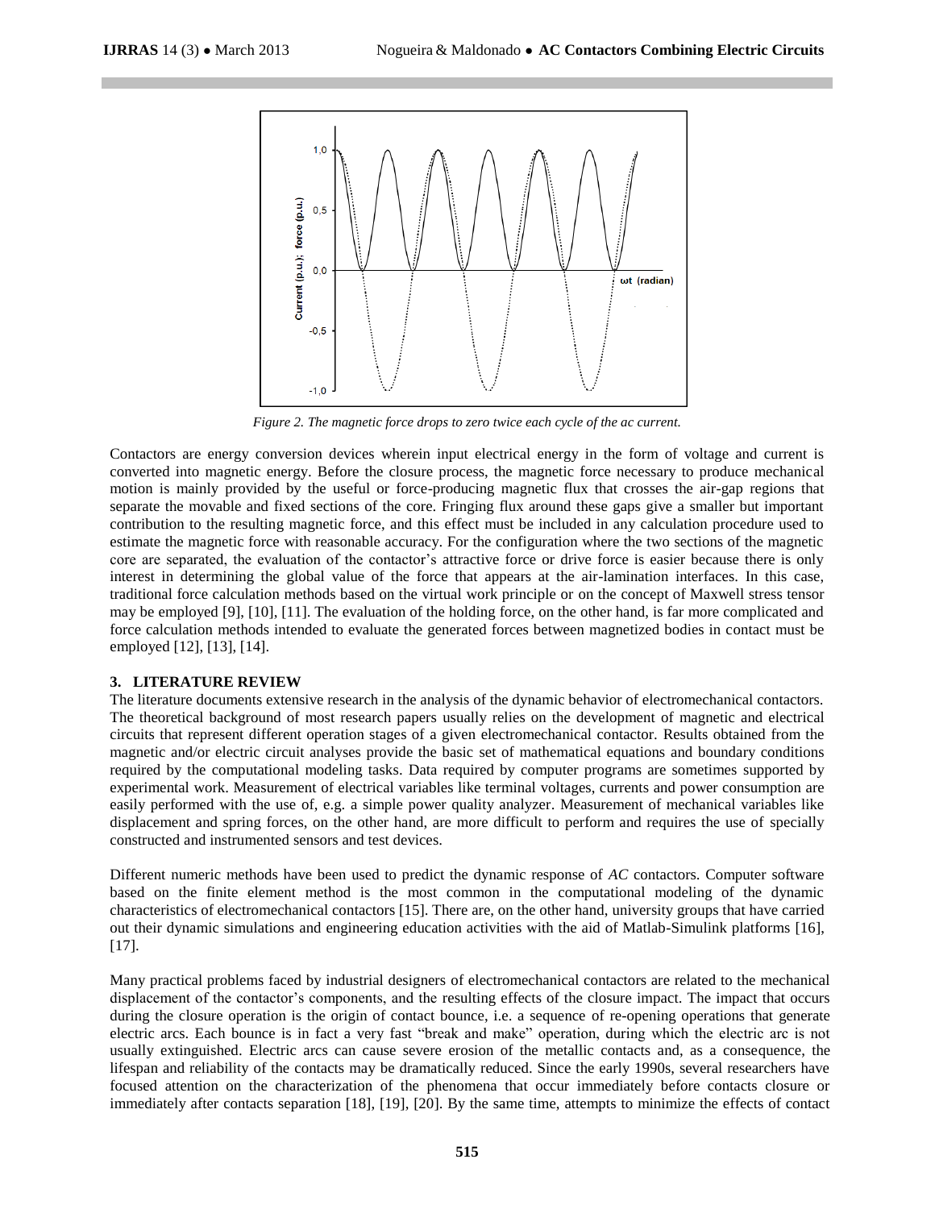*Figure 2. The magnetic force drops to zero twice each cycle of the ac current.*

Contactors are energy conversion devices wherein input electrical energy in the form of voltage and current is converted into magnetic energy. Before the closure process, the magnetic force necessary to produce mechanical motion is mainly provided by the useful or force-producing magnetic flux that crosses the air-gap regions that separate the movable and fixed sections of the core. Fringing flux around these gaps give a smaller but important contribution to the resulting magnetic force, and this effect must be included in any calculation procedure used to estimate the magnetic force with reasonable accuracy. For the configuration where the two sections of the magnetic core are separated, the evaluation of the contactor's attractive force or drive force is easier because there is only interest in determining the global value of the force that appears at the air-lamination interfaces. In this case, traditional force calculation methods based on the virtual work principle or on the concept of Maxwell stress tensor may be employed [9], [10], [11]. The evaluation of the holding force, on the other hand, is far more complicated and force calculation methods intended to evaluate the generated forces between magnetized bodies in contact must be employed [12], [13], [14].

## 3. LITERATURE REVIEW

The literature documents extensive research in the analysis of the dynamic behavior of electromechanical contactors. The theoretical background of most research papers usually relies on the development of magnetic and electrical circuits that represent different operation stages of a given electromechanical contactor. Results obtained from the magnetic and/or electric circuit analyses provide the basic set of mathematical equations and boundary conditions required by the computational modeling tasks. Data required by computer programs are sometimes supported by experimental work. Measurement of electrical variables like terminal voltages, currents and power consumption are easily performed with the use of, e.g. a simple power quality analyzer. Measurement of mechanical variables like displacement and spring forces, on the other hand, are more difficult to perform and requires the use of specially constructed and instrumented sensors and test devices.

Different numeric methods have been used to predict the dynamic response of *AC* contactors. Computer software based on the finite element method is the most common in the computational modeling of the dynamic characteristics of electromechanical contactors [15]. There are, on the other hand, university groups that have carried out their dynamic simulations and engineering education activities with the aid of Matlab-Simulink platforms [16], [17].

Many practical problems faced by industrial designers of electromechanical contactors are related to the mechanical displacement of the contactor's components, and the resulting effects of the closure impact. The impact that occurs during the closure operation is the origin of contact bounce, i.e. a sequence of re-opening operations that generate electric arcs. Each bounce is in fact a very fast "break and make" operation, during which the electric arc is not usually extinguished. Electric arcs can cause severe erosion of the metallic contacts and, as a consequence, the lifespan and reliability of the contacts may be dramatically reduced. Since the early 1990s, several researchers have focused attention on the characterization of the phenomena that occur immediately before contacts closure or immediately after contacts separation [18], [19], [20]. By the same time, attempts to minimize the effects of contact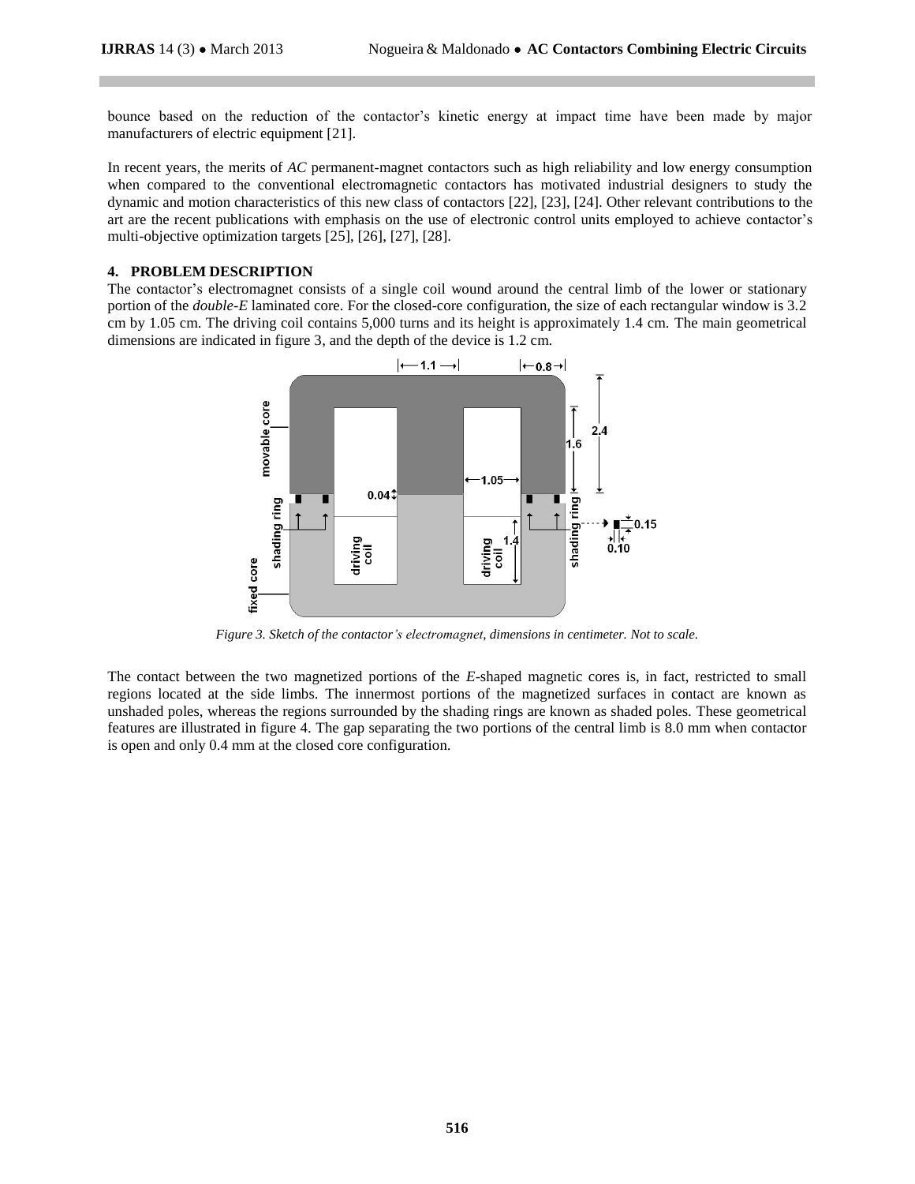bounce based on the reduction of the contactor's kinetic energy at impact time have been made by major manufacturers of electric equipment [21].

In recent years, the merits of *AC* permanent-magnet contactors such as high reliability and low energy consumption when compared to the conventional electromagnetic contactors has motivated industrial designers to study the dynamic and motion characteristics of this new class of contactors [22], [23], [24]. Other relevant contributions to the art are the recent publications with emphasis on the use of electronic control units employed to achieve contactor's multi-objective optimization targets [25], [26], [27], [28].

## 4. PROBLEM DESCRIPTION

The contactor's electromagnet consists of a single coil wound around the central limb of the lower or stationary portion of the *double-E* laminated core. For the closed-core configuration, the size of each rectangular window is 3.2 cm by 1.05 cm. The driving coil contains 5,000 turns and its height is approximately 1.4 cm. The main geometrical dimensions are indicated in figure 3, and the depth of the device is 1.2 cm.

*Figure 3. Sketch of the contactor's electromagnet, dimensions in centimeter. Not to scale.*

The contact between the two magnetized portions of the *E*-shaped magnetic cores is, in fact, restricted to small regions located at the side limbs. The innermost portions of the magnetized surfaces in contact are known as unshaded poles, whereas the regions surrounded by the shading rings are known as shaded poles. These geometrical features are illustrated in figure 4. The gap separating the two portions of the central limb is 8.0 mm when contactor is open and only 0.4 mm at the closed core configuration.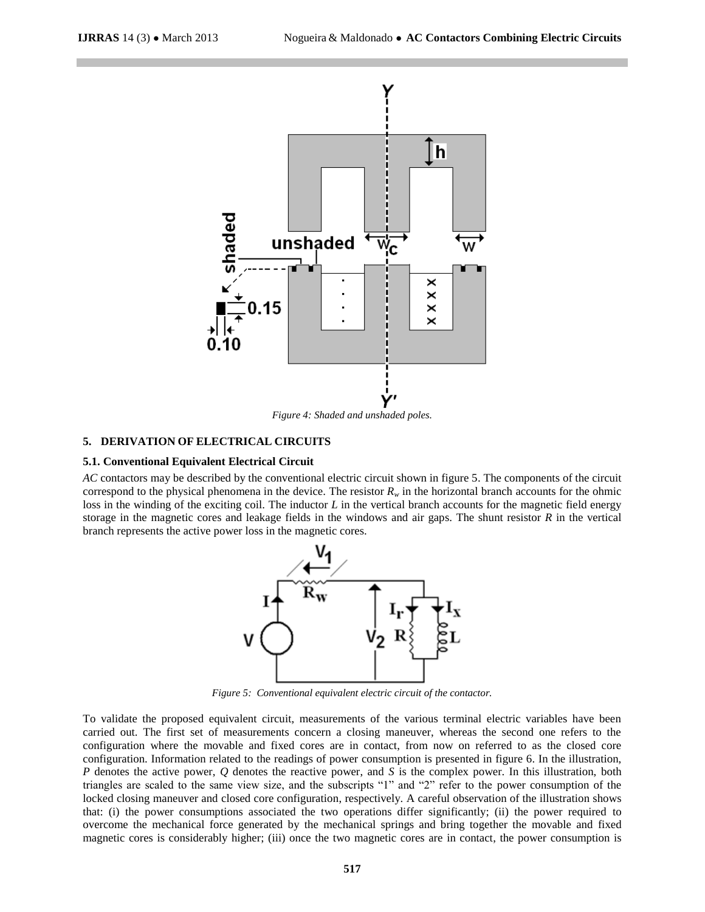*Figure 4: Shaded and unshaded poles.*

### 5. DERIVATION OF ELECTRICAL CIRCUITS

#### 5.1. Conventional Equivalent Electrical Circuit

*AC* contactors may be described by the conventional electric circuit shown in figure 5. The components of the circuit correspond to the physical phenomena in the device. The resistor $R_w$ in the horizontal branch accounts for the ohmic loss in the winding of the exciting coil. The inductor $L$ in the vertical branch accounts for the magnetic field energy storage in the magnetic cores and leakage fields in the windows and air gaps. The shunt resistor $R$ in the vertical branch represents the active power loss in the magnetic cores.

*Figure 5: Conventional equivalent electric circuit of the contactor.*

To validate the proposed equivalent circuit, measurements of the various terminal electric variables have been carried out. The first set of measurements concern a closing maneuver, whereas the second one refers to the configuration where the movable and fixed cores are in contact, from now on referred to as the closed core configuration. Information related to the readings of power consumption is presented in figure 6. In the illustration, $P$ denotes the active power, $Q$ denotes the reactive power, and $S$ is the complex power. In this illustration, both triangles are scaled to the same view size, and the subscripts "1" and "2" refer to the power consumption of the locked closing maneuver and closed core configuration, respectively. A careful observation of the illustration shows that: (i) the power consumptions associated the two operations differ significantly; (ii) the power required to overcome the mechanical force generated by the mechanical springs and bring together the movable and fixed magnetic cores is considerably higher; (iii) once the two magnetic cores are in contact, the power consumption is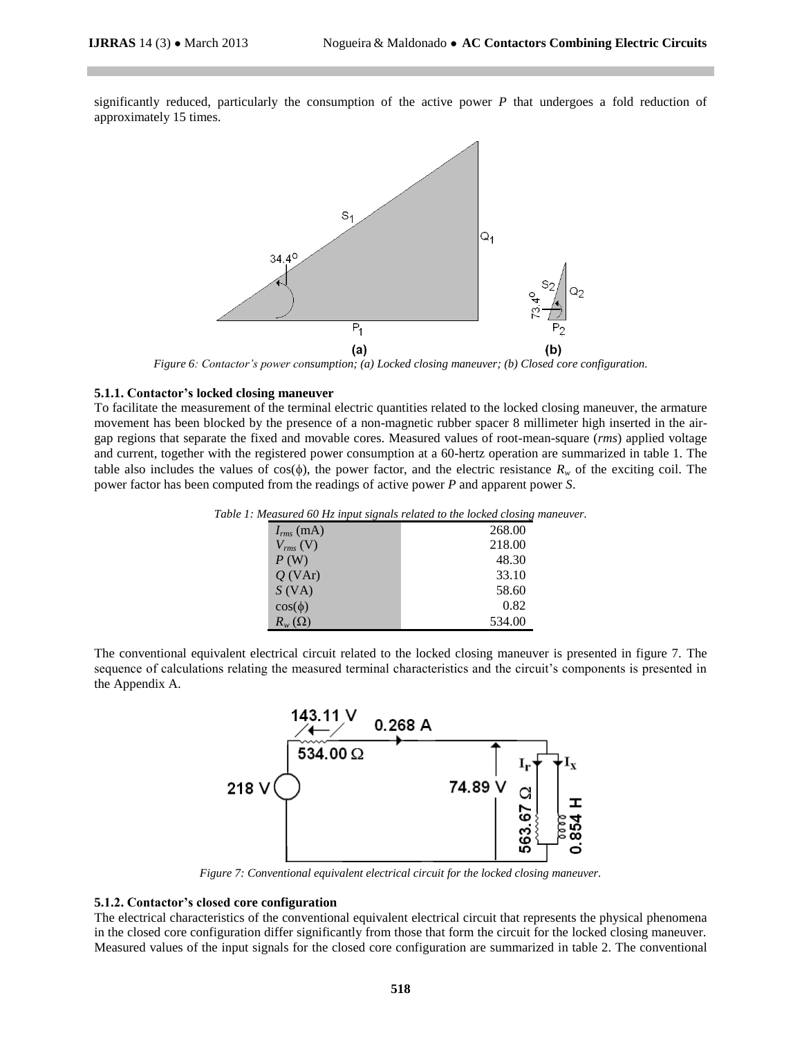significantly reduced, particularly the consumption of the active power *P* that undergoes a fold reduction of approximately 15 times.

*Figure 6: Contactor's power consumption; (a) Locked closing maneuver; (b) Closed core configuration.*

### 5.1.1. Contactor's locked closing maneuver

To facilitate the measurement of the terminal electric quantities related to the locked closing maneuver, the armature movement has been blocked by the presence of a non-magnetic rubber spacer 8 millimeter high inserted in the air-gap regions that separate the fixed and movable cores. Measured values of root-mean-square (*rms*) applied voltage and current, together with the registered power consumption at a 60-hertz operation are summarized in table 1. The table also includes the values of cos(ϕ), the power factor, and the electric resistance $R_w$ of the exciting coil. The power factor has been computed from the readings of active power *P* and apparent power *S*.

*Table 1: Measured 60 Hz input signals related to the locked closing maneuver.*

| Quantity | Value |
|---|---|
| $I_{rms}$ (mA) | 268.00 |
| $V_{rms}$ (V) | 218.00 |
| $P$ (W) | 48.30 |
| $Q$ (VAr) | 33.10 |
| $S$ (VA) | 58.60 |
| cos(ϕ) | 0.82 |
| $R_w$ (Ω) | 534.00 |

The conventional equivalent electrical circuit related to the locked closing maneuver is presented in figure 7. The sequence of calculations relating the measured terminal characteristics and the circuit's components is presented in the Appendix A.

*Figure 7: Conventional equivalent electrical circuit for the locked closing maneuver.*

### 5.1.2. Contactor's closed core configuration

The electrical characteristics of the conventional equivalent electrical circuit that represents the physical phenomena in the closed core configuration differ significantly from those that form the circuit for the locked closing maneuver. Measured values of the input signals for the closed core configuration are summarized in table 2. The conventional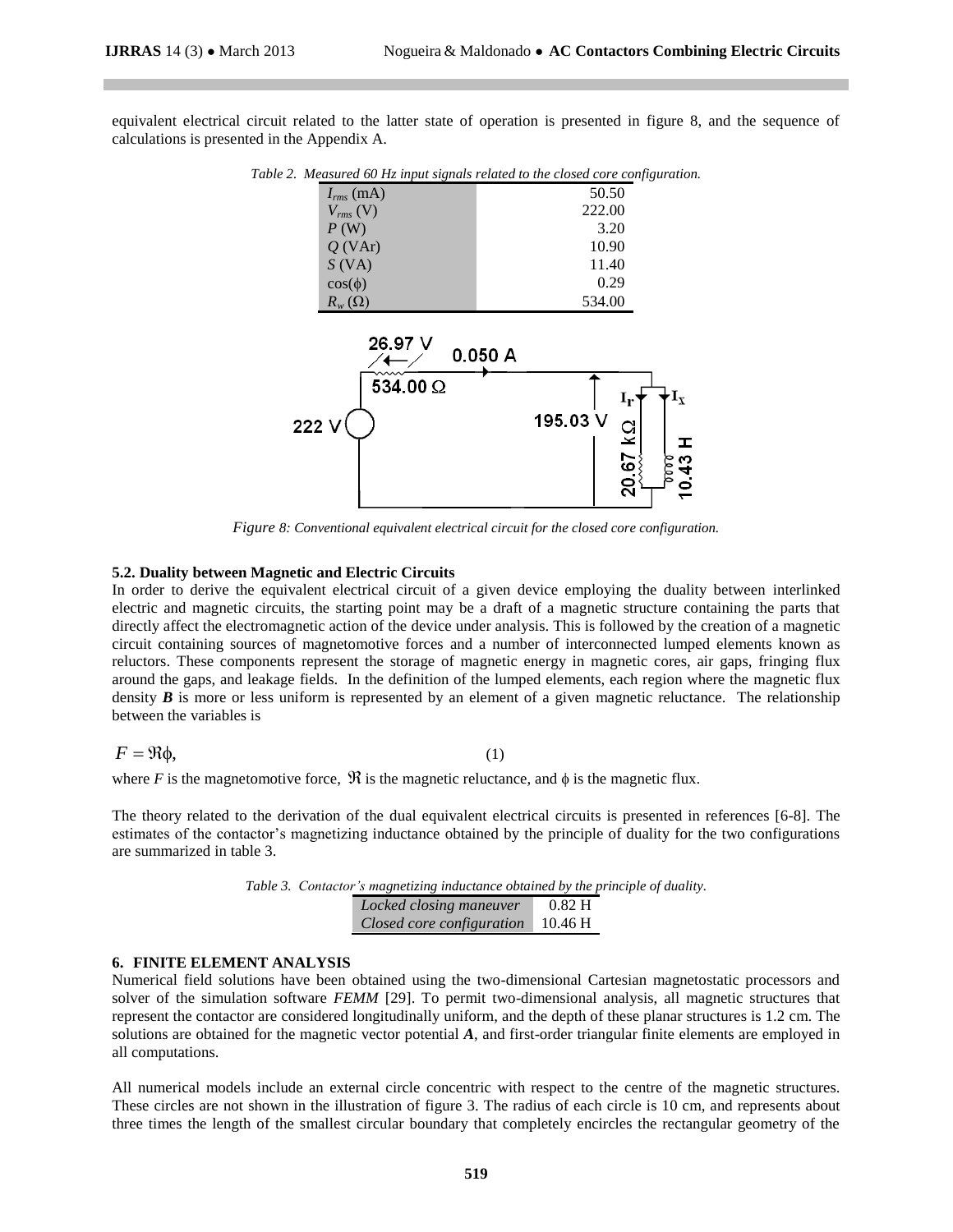equivalent electrical circuit related to the latter state of operation is presented in figure 8, and the sequence of calculations is presented in the Appendix A.

*Table 2. Measured 60 Hz input signals related to the closed core configuration.*

| | |
|---|---|
| $I_{rms}$ (mA) | 50.50 |
| $V_{rms}$ (V) | 222.00 |
| $P$ (W) | 3.20 |
| $Q$ (VAr) | 10.90 |
| $S$ (VA) | 11.40 |
| $\cos(\phi)$ | 0.29 |
| $R_w$ ($\Omega$) | 534.00 |

*Figure 8: Conventional equivalent electrical circuit for the closed core configuration.*

### 5.2. Duality between Magnetic and Electric Circuits

In order to derive the equivalent electrical circuit of a given device employing the duality between interlinked electric and magnetic circuits, the starting point may be a draft of a magnetic structure containing the parts that directly affect the electromagnetic action of the device under analysis. This is followed by the creation of a magnetic circuit containing sources of magnetomotive forces and a number of interconnected lumped elements known as reluctors. These components represent the storage of magnetic energy in magnetic cores, air gaps, fringing flux around the gaps, and leakage fields. In the definition of the lumped elements, each region where the magnetic flux density $\boldsymbol{B}$ is more or less uniform is represented by an element of a given magnetic reluctance. The relationship between the variables is

$$F = \Re\phi, \qquad (1)$$

where $F$ is the magnetomotive force, $\Re$ is the magnetic reluctance, and $\phi$ is the magnetic flux.

The theory related to the derivation of the dual equivalent electrical circuits is presented in references [6-8]. The estimates of the contactor's magnetizing inductance obtained by the principle of duality for the two configurations are summarized in table 3.

*Table 3. Contactor's magnetizing inductance obtained by the principle of duality.*

| | |
|---|---|
| *Locked closing maneuver* | 0.82 H |
| *Closed core configuration* | 10.46 H |

## 6. FINITE ELEMENT ANALYSIS

Numerical field solutions have been obtained using the two-dimensional Cartesian magnetostatic processors and solver of the simulation software *FEMM* [29]. To permit two-dimensional analysis, all magnetic structures that represent the contactor are considered longitudinally uniform, and the depth of these planar structures is 1.2 cm. The solutions are obtained for the magnetic vector potential $\boldsymbol{A}$, and first-order triangular finite elements are employed in all computations.

All numerical models include an external circle concentric with respect to the centre of the magnetic structures. These circles are not shown in the illustration of figure 3. The radius of each circle is 10 cm, and represents about three times the length of the smallest circular boundary that completely encircles the rectangular geometry of the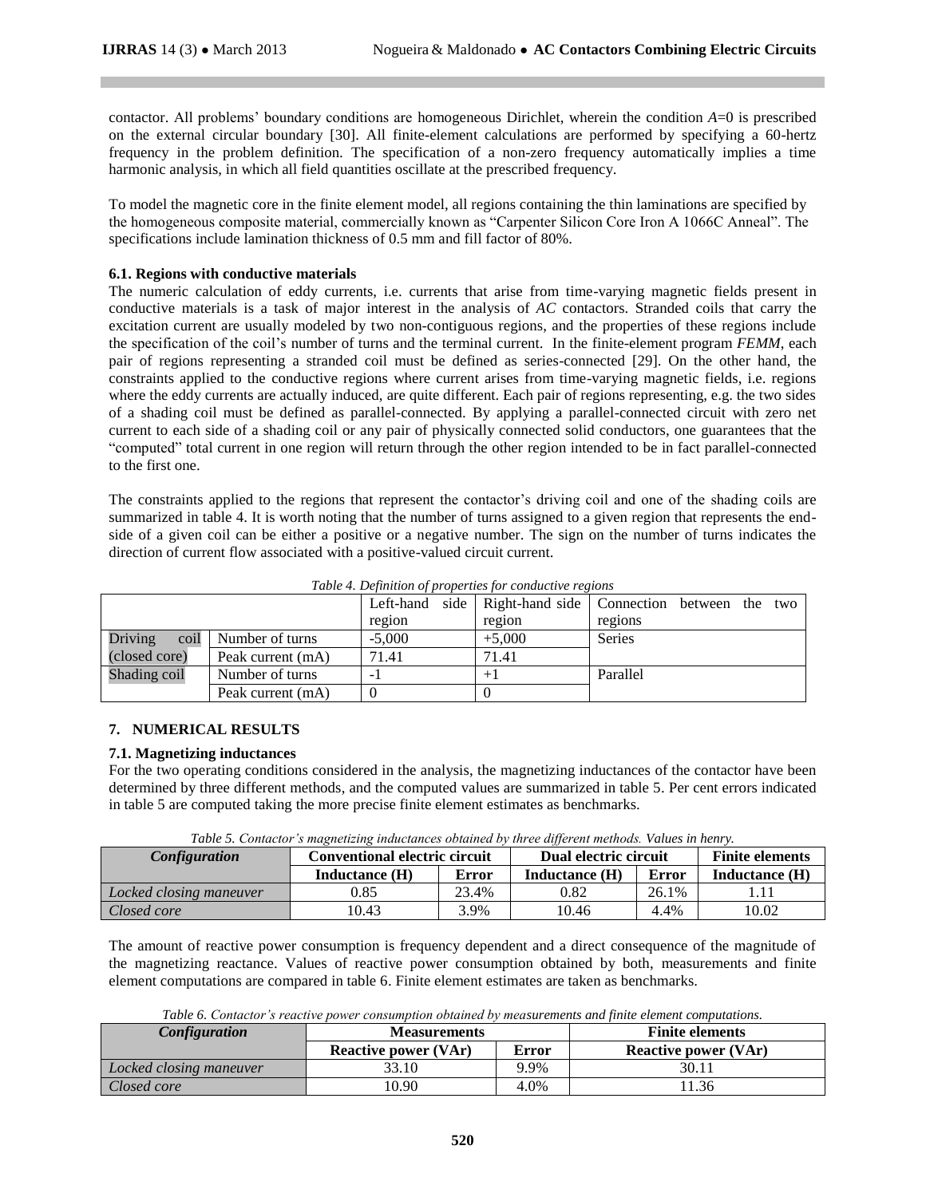contactor. All problems' boundary conditions are homogeneous Dirichlet, wherein the condition $A$=0 is prescribed on the external circular boundary [30]. All finite-element calculations are performed by specifying a 60-hertz frequency in the problem definition. The specification of a non-zero frequency automatically implies a time harmonic analysis, in which all field quantities oscillate at the prescribed frequency.

To model the magnetic core in the finite element model, all regions containing the thin laminations are specified by the homogeneous composite material, commercially known as "Carpenter Silicon Core Iron A 1066C Anneal". The specifications include lamination thickness of 0.5 mm and fill factor of 80%.

### 6.1. Regions with conductive materials

The numeric calculation of eddy currents, i.e. currents that arise from time-varying magnetic fields present in conductive materials is a task of major interest in the analysis of *AC* contactors. Stranded coils that carry the excitation current are usually modeled by two non-contiguous regions, and the properties of these regions include the specification of the coil's number of turns and the terminal current. In the finite-element program *FEMM*, each pair of regions representing a stranded coil must be defined as series-connected [29]. On the other hand, the constraints applied to the conductive regions where current arises from time-varying magnetic fields, i.e. regions where the eddy currents are actually induced, are quite different. Each pair of regions representing, e.g. the two sides of a shading coil must be defined as parallel-connected. By applying a parallel-connected circuit with zero net current to each side of a shading coil or any pair of physically connected solid conductors, one guarantees that the "computed" total current in one region will return through the other region intended to be in fact parallel-connected to the first one.

The constraints applied to the regions that represent the contactor's driving coil and one of the shading coils are summarized in table 4. It is worth noting that the number of turns assigned to a given region that represents the end-side of a given coil can be either a positive or a negative number. The sign on the number of turns indicates the direction of current flow associated with a positive-valued circuit current.

*Table 4. Definition of properties for conductive regions*

| | | Left-hand side region | Right-hand side region | Connection between the two regions |
|---|---|---|---|---|
| Driving coil (closed core) | Number of turns | -5,000 | +5,000 | Series |
| | Peak current (mA) | 71.41 | 71.41 | |
| Shading coil | Number of turns | -1 | +1 | Parallel |
| | Peak current (mA) | 0 | 0 | |

## 7. NUMERICAL RESULTS

### 7.1. Magnetizing inductances

For the two operating conditions considered in the analysis, the magnetizing inductances of the contactor have been determined by three different methods, and the computed values are summarized in table 5. Per cent errors indicated in table 5 are computed taking the more precise finite element estimates as benchmarks.

*Table 5. Contactor's magnetizing inductances obtained by three different methods. Values in henry.*

| *Configuration* | **Conventional electric circuit** | | **Dual electric circuit** | | **Finite elements** |
|---|---|---|---|---|---|
| | **Inductance (H)** | **Error** | **Inductance (H)** | **Error** | **Inductance (H)** |
| *Locked closing maneuver* | 0.85 | 23.4% | 0.82 | 26.1% | 1.11 |
| *Closed core* | 10.43 | 3.9% | 10.46 | 4.4% | 10.02 |

The amount of reactive power consumption is frequency dependent and a direct consequence of the magnitude of the magnetizing reactance. Values of reactive power consumption obtained by both, measurements and finite element computations are compared in table 6. Finite element estimates are taken as benchmarks.

*Table 6. Contactor's reactive power consumption obtained by measurements and finite element computations.*

| *Configuration* | **Measurements** | | **Finite elements** |
|---|---|---|---|
| | **Reactive power (VAr)** | **Error** | **Reactive power (VAr)** |
| *Locked closing maneuver* | 33.10 | 9.9% | 30.11 |
| *Closed core* | 10.90 | 4.0% | 11.36 |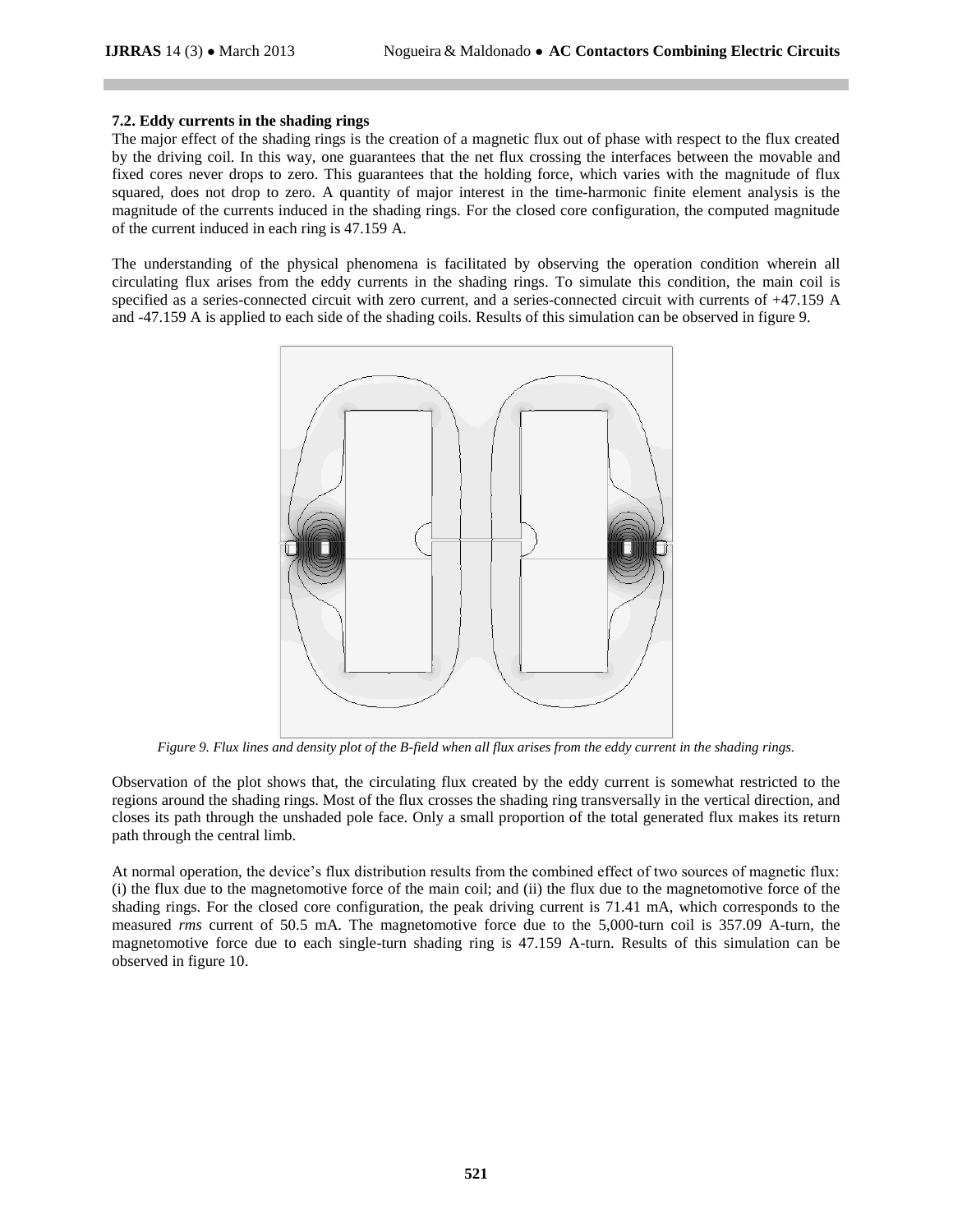### 7.2. Eddy currents in the shading rings

The major effect of the shading rings is the creation of a magnetic flux out of phase with respect to the flux created by the driving coil. In this way, one guarantees that the net flux crossing the interfaces between the movable and fixed cores never drops to zero. This guarantees that the holding force, which varies with the magnitude of flux squared, does not drop to zero. A quantity of major interest in the time-harmonic finite element analysis is the magnitude of the currents induced in the shading rings. For the closed core configuration, the computed magnitude of the current induced in each ring is 47.159 A.

The understanding of the physical phenomena is facilitated by observing the operation condition wherein all circulating flux arises from the eddy currents in the shading rings. To simulate this condition, the main coil is specified as a series-connected circuit with zero current, and a series-connected circuit with currents of +47.159 A and -47.159 A is applied to each side of the shading coils. Results of this simulation can be observed in figure 9.

*Figure 9. Flux lines and density plot of the B-field when all flux arises from the eddy current in the shading rings.*

Observation of the plot shows that, the circulating flux created by the eddy current is somewhat restricted to the regions around the shading rings. Most of the flux crosses the shading ring transversally in the vertical direction, and closes its path through the unshaded pole face. Only a small proportion of the total generated flux makes its return path through the central limb.

At normal operation, the device's flux distribution results from the combined effect of two sources of magnetic flux: (i) the flux due to the magnetomotive force of the main coil; and (ii) the flux due to the magnetomotive force of the shading rings. For the closed core configuration, the peak driving current is 71.41 mA, which corresponds to the measured *rms* current of 50.5 mA. The magnetomotive force due to the 5,000-turn coil is 357.09 A-turn, the magnetomotive force due to each single-turn shading ring is 47.159 A-turn. Results of this simulation can be observed in figure 10.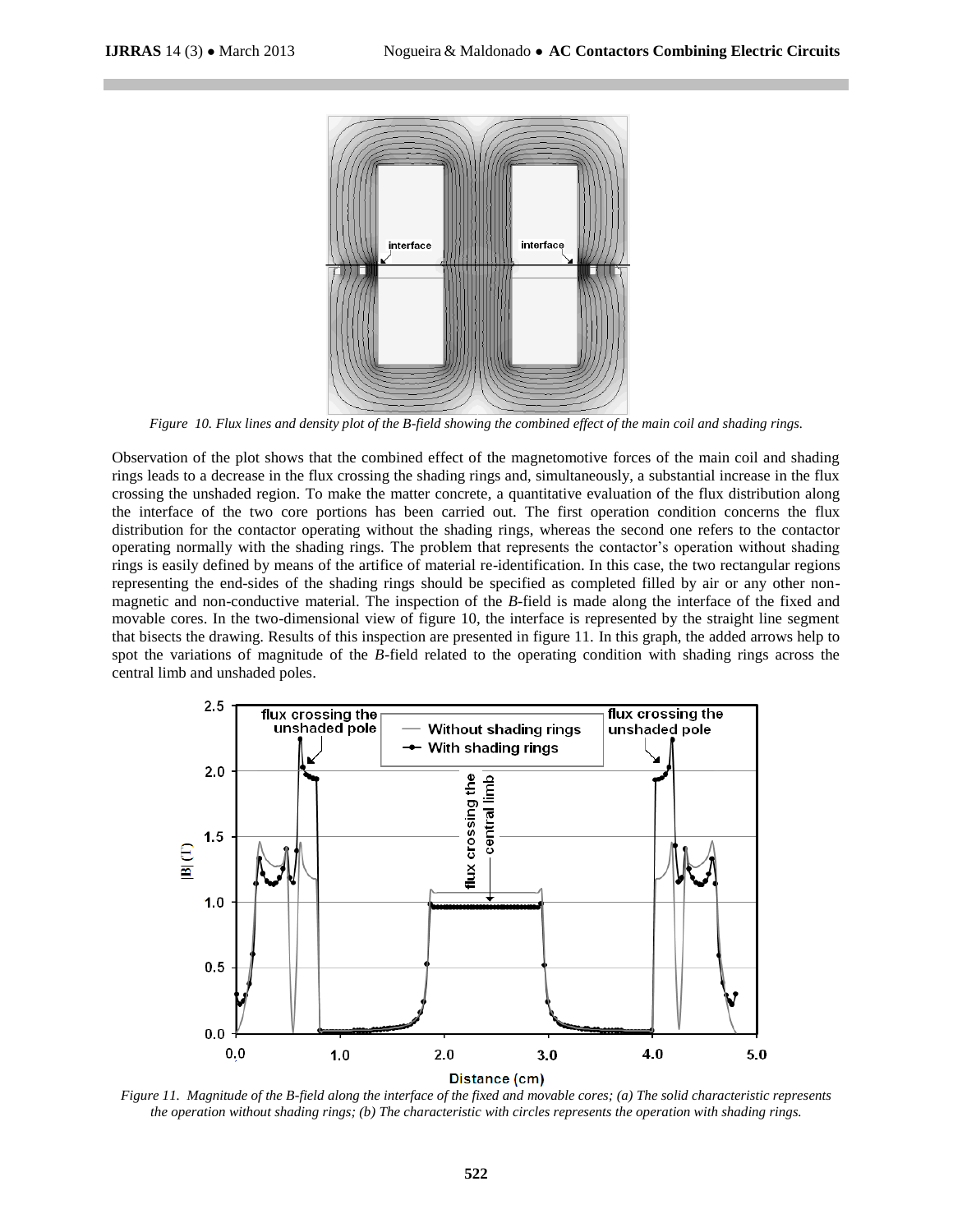*Figure 10. Flux lines and density plot of the B-field showing the combined effect of the main coil and shading rings.*

Observation of the plot shows that the combined effect of the magnetomotive forces of the main coil and shading rings leads to a decrease in the flux crossing the shading rings and, simultaneously, a substantial increase in the flux crossing the unshaded region. To make the matter concrete, a quantitative evaluation of the flux distribution along the interface of the two core portions has been carried out. The first operation condition concerns the flux distribution for the contactor operating without the shading rings, whereas the second one refers to the contactor operating normally with the shading rings. The problem that represents the contactor's operation without shading rings is easily defined by means of the artifice of material re-identification. In this case, the two rectangular regions representing the end-sides of the shading rings should be specified as completed filled by air or any other non-magnetic and non-conductive material. The inspection of the *B*-field is made along the interface of the fixed and movable cores. In the two-dimensional view of figure 10, the interface is represented by the straight line segment that bisects the drawing. Results of this inspection are presented in figure 11. In this graph, the added arrows help to spot the variations of magnitude of the *B*-field related to the operating condition with shading rings across the central limb and unshaded poles.

*Figure 11. Magnitude of the B-field along the interface of the fixed and movable cores; (a) The solid characteristic represents the operation without shading rings; (b) The characteristic with circles represents the operation with shading rings.*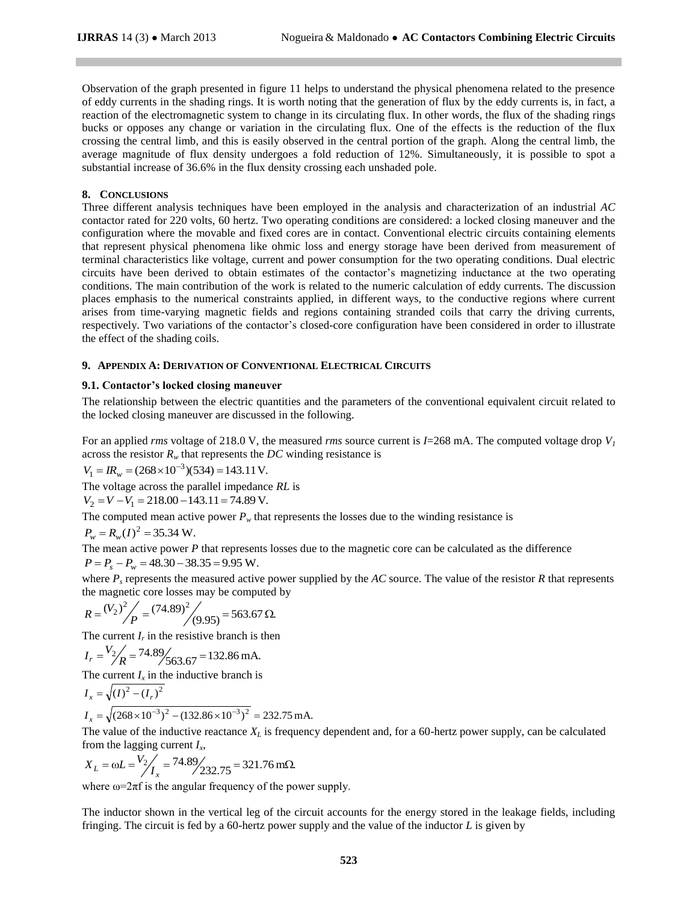Observation of the graph presented in figure 11 helps to understand the physical phenomena related to the presence of eddy currents in the shading rings. It is worth noting that the generation of flux by the eddy currents is, in fact, a reaction of the electromagnetic system to change in its circulating flux. In other words, the flux of the shading rings bucks or opposes any change or variation in the circulating flux. One of the effects is the reduction of the flux crossing the central limb, and this is easily observed in the central portion of the graph. Along the central limb, the average magnitude of flux density undergoes a fold reduction of 12%. Simultaneously, it is possible to spot a substantial increase of 36.6% in the flux density crossing each unshaded pole.

## 8. CONCLUSIONS

Three different analysis techniques have been employed in the analysis and characterization of an industrial *AC* contactor rated for 220 volts, 60 hertz. Two operating conditions are considered: a locked closing maneuver and the configuration where the movable and fixed cores are in contact. Conventional electric circuits containing elements that represent physical phenomena like ohmic loss and energy storage have been derived from measurement of terminal characteristics like voltage, current and power consumption for the two operating conditions. Dual electric circuits have been derived to obtain estimates of the contactor's magnetizing inductance at the two operating conditions. The main contribution of the work is related to the numeric calculation of eddy currents. The discussion places emphasis to the numerical constraints applied, in different ways, to the conductive regions where current arises from time-varying magnetic fields and regions containing stranded coils that carry the driving currents, respectively. Two variations of the contactor's closed-core configuration have been considered in order to illustrate the effect of the shading coils.

## 9. APPENDIX A: DERIVATION OF CONVENTIONAL ELECTRICAL CIRCUITS

### 9.1. Contactor's locked closing maneuver

The relationship between the electric quantities and the parameters of the conventional equivalent circuit related to the locked closing maneuver are discussed in the following.

For an applied *rms* voltage of 218.0 V, the measured *rms* source current is $I$=268 mA. The computed voltage drop $V_1$ across the resistor $R_w$ that represents the *DC* winding resistance is

$$V_1 = IR_w = (268\times10^{-3})(534) = 143.11\,\text{V}.$$

The voltage across the parallel impedance *RL* is

$$V_2 = V - V_1 = 218.00 - 143.11 = 74.89\,\text{V}.$$

The computed mean active power $P_w$ that represents the losses due to the winding resistance is

$$P_w = R_w(I)^2 = 35.34\,\text{W}.$$

The mean active power $P$ that represents losses due to the magnetic core can be calculated as the difference

$$P = P_s - P_w = 48.30 - 38.35 = 9.95\,\text{W}.$$

where $P_s$ represents the measured active power supplied by the *AC* source. The value of the resistor $R$ that represents the magnetic core losses may be computed by

$$R = {(V_2)^2}/{P} = {(74.89)^2}/{(9.95)} = 563.67\,\Omega.$$

The current $I_r$ in the resistive branch is then

$$I_r = {V_2}/{R} = {74.89}/{563.67} = 132.86\,\text{mA}.$$

The current $I_x$ in the inductive branch is

$$I_x = \sqrt{(I)^2 - (I_r)^2}$$

$$I_x = \sqrt{(268\times10^{-3})^2 - (132.86\times10^{-3})^2} = 232.75\,\text{mA}.$$

The value of the inductive reactance $X_L$ is frequency dependent and, for a 60-hertz power supply, can be calculated from the lagging current $I_x$,

$$X_L = \omega L = {V_2}/{I_x} = {74.89}/{232.75} = 321.76\,\text{m}\Omega.$$

where $\omega$=2$\pi$f is the angular frequency of the power supply.

The inductor shown in the vertical leg of the circuit accounts for the energy stored in the leakage fields, including fringing. The circuit is fed by a 60-hertz power supply and the value of the inductor $L$ is given by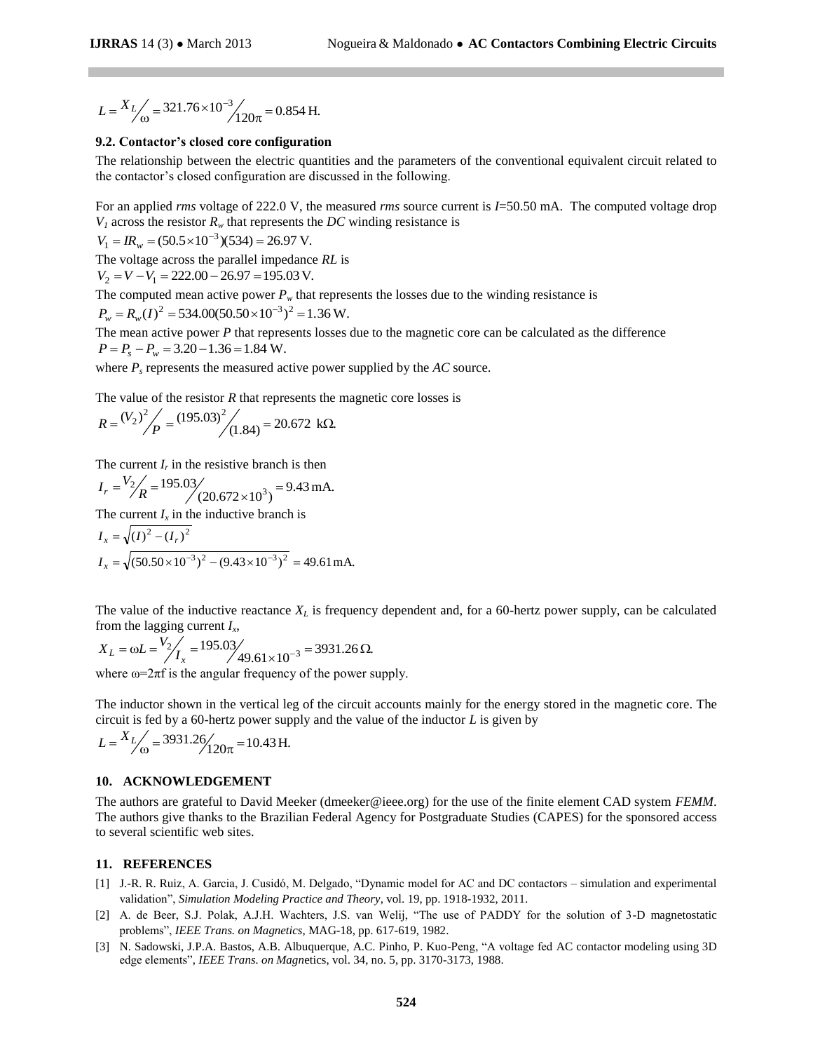$$L = X_L \big/ \omega = 321.76 \times 10^{-3} \big/ 120\pi = 0.854\,\text{H}.$$

### 9.2. Contactor's closed core configuration

The relationship between the electric quantities and the parameters of the conventional equivalent circuit related to the contactor's closed configuration are discussed in the following.

For an applied *rms* voltage of 222.0 V, the measured *rms* source current is $I$=50.50 mA. The computed voltage drop $V_1$ across the resistor $R_w$ that represents the *DC* winding resistance is

$$V_1 = IR_w = (50.5 \times 10^{-3})(534) = 26.97\,\text{V}.$$

The voltage across the parallel impedance *RL* is

$$V_2 = V - V_1 = 222.00 - 26.97 = 195.03\,\text{V}.$$

The computed mean active power $P_w$ that represents the losses due to the winding resistance is

$$P_w = R_w(I)^2 = 534.00(50.50 \times 10^{-3})^2 = 1.36\,\text{W}.$$

The mean active power $P$ that represents losses due to the magnetic core can be calculated as the difference

$$P = P_s - P_w = 3.20 - 1.36 = 1.84\,\text{W}.$$

where $P_s$ represents the measured active power supplied by the *AC* source.

The value of the resistor $R$ that represents the magnetic core losses is

$$R = (V_2)^2 \big/ P = (195.03)^2 \big/ (1.84) = 20.672\ \text{k}\Omega.$$

The current $I_r$ in the resistive branch is then

$$I_r = V_2 \big/ R = 195.03 \big/ (20.672 \times 10^3) = 9.43\,\text{mA}.$$

The current $I_x$ in the inductive branch is

$$I_x = \sqrt{(I)^2 - (I_r)^2}$$

$$I_x = \sqrt{(50.50 \times 10^{-3})^2 - (9.43 \times 10^{-3})^2} = 49.61\,\text{mA}.$$

The value of the inductive reactance $X_L$ is frequency dependent and, for a 60-hertz power supply, can be calculated from the lagging current $I_x$,

$$X_L = \omega L = V_2 \big/ I_x = 195.03 \big/ 49.61 \times 10^{-3} = 3931.26\,\Omega.$$

where $\omega = 2\pi f$ is the angular frequency of the power supply.

The inductor shown in the vertical leg of the circuit accounts mainly for the energy stored in the magnetic core. The circuit is fed by a 60-hertz power supply and the value of the inductor $L$ is given by

$$L = X_L \big/ \omega = 3931.26 \big/ 120\pi = 10.43\,\text{H}.$$

## 10. ACKNOWLEDGEMENT

The authors are grateful to David Meeker (dmeeker@ieee.org) for the use of the finite element CAD system *FEMM*. The authors give thanks to the Brazilian Federal Agency for Postgraduate Studies (CAPES) for the sponsored access to several scientific web sites.

## 11. REFERENCES

[1] J.-R. R. Ruiz, A. Garcia, J. Cusidó, M. Delgado, "Dynamic model for AC and DC contactors – simulation and experimental validation", *Simulation Modeling Practice and Theory*, vol. 19, pp. 1918-1932, 2011.

[2] A. de Beer, S.J. Polak, A.J.H. Wachters, J.S. van Welij, "The use of PADDY for the solution of 3-D magnetostatic problems", *IEEE Trans. on Magnetics*, MAG-18, pp. 617-619, 1982.

[3] N. Sadowski, J.P.A. Bastos, A.B. Albuquerque, A.C. Pinho, P. Kuo-Peng, "A voltage fed AC contactor modeling using 3D edge elements", *IEEE Trans. on Magnetics*, vol. 34, no. 5, pp. 3170-3173, 1988.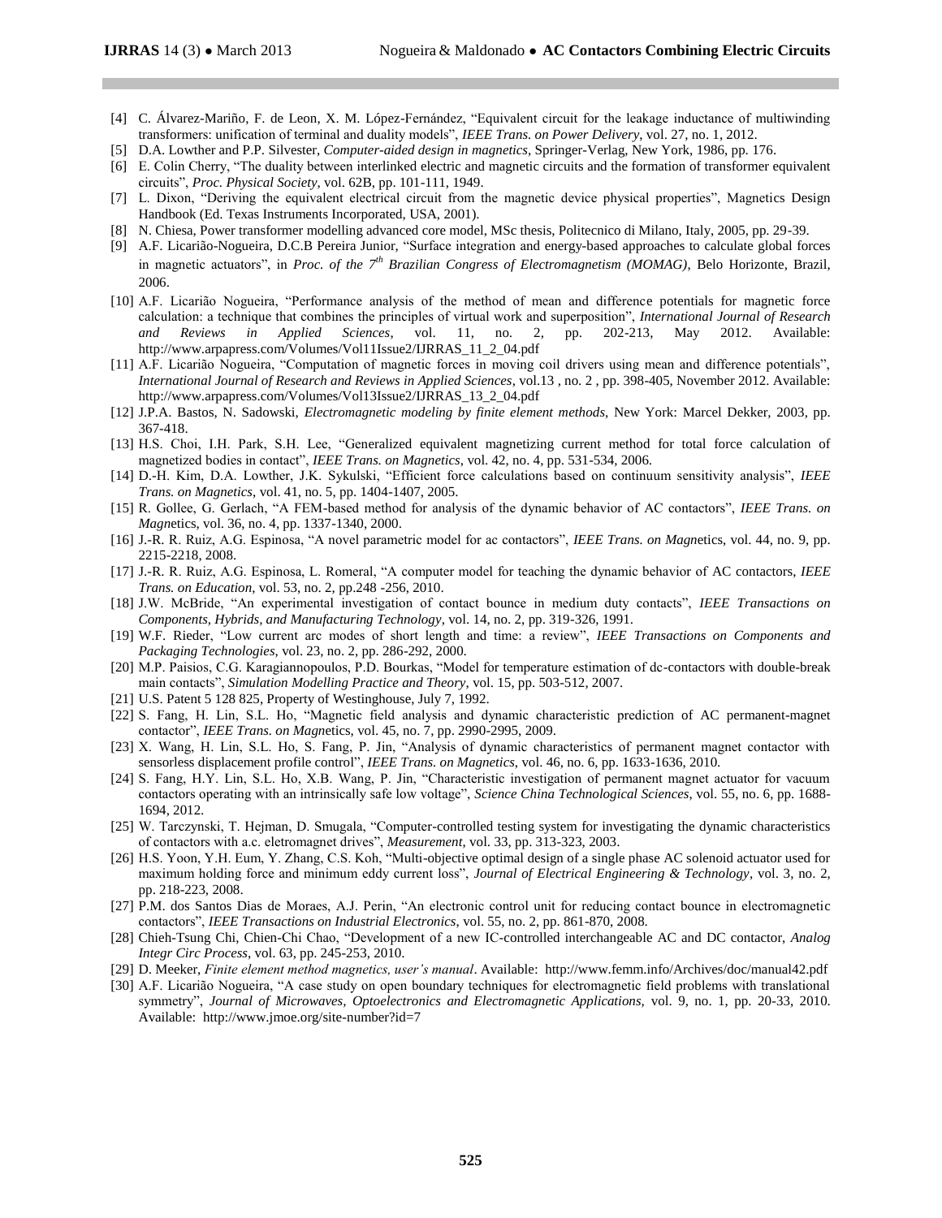[4] C. Álvarez-Mariño, F. de Leon, X. M. López-Fernández, "Equivalent circuit for the leakage inductance of multiwinding transformers: unification of terminal and duality models", *IEEE Trans. on Power Delivery*, vol. 27, no. 1, 2012.

[5] D.A. Lowther and P.P. Silvester, *Computer-aided design in magnetics*, Springer-Verlag, New York, 1986, pp. 176.

[6] E. Colin Cherry, "The duality between interlinked electric and magnetic circuits and the formation of transformer equivalent circuits", *Proc. Physical Society*, vol. 62B, pp. 101-111, 1949.

[7] L. Dixon, "Deriving the equivalent electrical circuit from the magnetic device physical properties", Magnetics Design Handbook (Ed. Texas Instruments Incorporated, USA, 2001).

[8] N. Chiesa, Power transformer modelling advanced core model, MSc thesis, Politecnico di Milano, Italy, 2005, pp. 29-39.

[9] A.F. Licarião-Nogueira, D.C.B Pereira Junior, "Surface integration and energy-based approaches to calculate global forces in magnetic actuators", in *Proc. of the 7th Brazilian Congress of Electromagnetism (MOMAG)*, Belo Horizonte, Brazil, 2006.

[10] A.F. Licarião Nogueira, "Performance analysis of the method of mean and difference potentials for magnetic force calculation: a technique that combines the principles of virtual work and superposition", *International Journal of Research and Reviews in Applied Sciences*, vol. 11, no. 2, pp. 202-213, May 2012. Available: http://www.arpapress.com/Volumes/Vol11Issue2/IJRRAS_11_2_04.pdf

[11] A.F. Licarião Nogueira, "Computation of magnetic forces in moving coil drivers using mean and difference potentials", *International Journal of Research and Reviews in Applied Sciences*, vol.13 , no. 2 , pp. 398-405, November 2012. Available: http://www.arpapress.com/Volumes/Vol13Issue2/IJRRAS_13_2_04.pdf

[12] J.P.A. Bastos, N. Sadowski, *Electromagnetic modeling by finite element methods*, New York: Marcel Dekker, 2003, pp. 367-418.

[13] H.S. Choi, I.H. Park, S.H. Lee, "Generalized equivalent magnetizing current method for total force calculation of magnetized bodies in contact", *IEEE Trans. on Magnetics*, vol. 42, no. 4, pp. 531-534, 2006.

[14] D.-H. Kim, D.A. Lowther, J.K. Sykulski, "Efficient force calculations based on continuum sensitivity analysis", *IEEE Trans. on Magnetics*, vol. 41, no. 5, pp. 1404-1407, 2005.

[15] R. Gollee, G. Gerlach, "A FEM-based method for analysis of the dynamic behavior of AC contactors", *IEEE Trans. on Magnetics*, vol. 36, no. 4, pp. 1337-1340, 2000.

[16] J.-R. R. Ruiz, A.G. Espinosa, "A novel parametric model for ac contactors", *IEEE Trans. on Magnetics*, vol. 44, no. 9, pp. 2215-2218, 2008.

[17] J.-R. R. Ruiz, A.G. Espinosa, L. Romeral, "A computer model for teaching the dynamic behavior of AC contactors, *IEEE Trans. on Education*, vol. 53, no. 2, pp.248 -256, 2010.

[18] J.W. McBride, "An experimental investigation of contact bounce in medium duty contacts", *IEEE Transactions on Components, Hybrids, and Manufacturing Technology*, vol. 14, no. 2, pp. 319-326, 1991.

[19] W.F. Rieder, "Low current arc modes of short length and time: a review", *IEEE Transactions on Components and Packaging Technologies*, vol. 23, no. 2, pp. 286-292, 2000.

[20] M.P. Paisios, C.G. Karagiannopoulos, P.D. Bourkas, "Model for temperature estimation of dc-contactors with double-break main contacts", *Simulation Modelling Practice and Theory*, vol. 15, pp. 503-512, 2007.

[21] U.S. Patent 5 128 825, Property of Westinghouse, July 7, 1992.

[22] S. Fang, H. Lin, S.L. Ho, "Magnetic field analysis and dynamic characteristic prediction of AC permanent-magnet contactor", *IEEE Trans. on Magnetics*, vol. 45, no. 7, pp. 2990-2995, 2009.

[23] X. Wang, H. Lin, S.L. Ho, S. Fang, P. Jin, "Analysis of dynamic characteristics of permanent magnet contactor with sensorless displacement profile control", *IEEE Trans. on Magnetics*, vol. 46, no. 6, pp. 1633-1636, 2010.

[24] S. Fang, H.Y. Lin, S.L. Ho, X.B. Wang, P. Jin, "Characteristic investigation of permanent magnet actuator for vacuum contactors operating with an intrinsically safe low voltage", *Science China Technological Sciences*, vol. 55, no. 6, pp. 1688-1694, 2012.

[25] W. Tarczynski, T. Hejman, D. Smugala, "Computer-controlled testing system for investigating the dynamic characteristics of contactors with a.c. eletromagnet drives", *Measurement*, vol. 33, pp. 313-323, 2003.

[26] H.S. Yoon, Y.H. Eum, Y. Zhang, C.S. Koh, "Multi-objective optimal design of a single phase AC solenoid actuator used for maximum holding force and minimum eddy current loss", *Journal of Electrical Engineering & Technology*, vol. 3, no. 2, pp. 218-223, 2008.

[27] P.M. dos Santos Dias de Moraes, A.J. Perin, "An electronic control unit for reducing contact bounce in electromagnetic contactors", *IEEE Transactions on Industrial Electronics*, vol. 55, no. 2, pp. 861-870, 2008.

[28] Chieh-Tsung Chi, Chien-Chi Chao, "Development of a new IC-controlled interchangeable AC and DC contactor, *Analog Integr Circ Process*, vol. 63, pp. 245-253, 2010.

[29] D. Meeker, *Finite element method magnetics, user's manual*. Available: http://www.femm.info/Archives/doc/manual42.pdf

[30] A.F. Licarião Nogueira, "A case study on open boundary techniques for electromagnetic field problems with translational symmetry", *Journal of Microwaves, Optoelectronics and Electromagnetic Applications*, vol. 9, no. 1, pp. 20-33, 2010. Available: http://www.jmoe.org/site-number?id=7